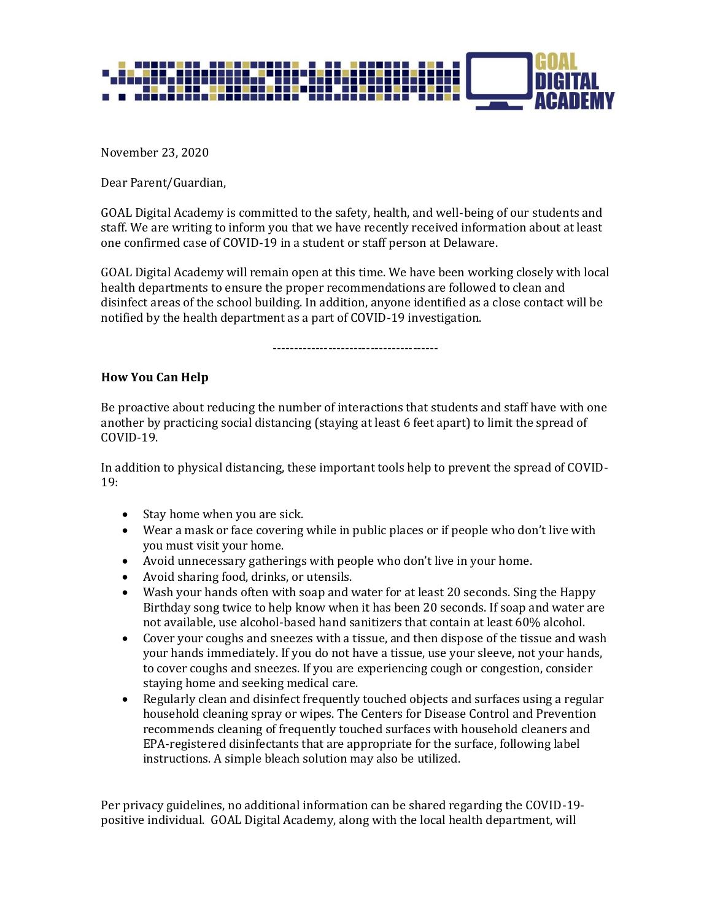November 23, 2020

Dear Parent/Guardian,

GOAL Digital Academy is committed to the safety, health, and well-being of our students and staff. We are writing to inform you that we have recently received information about at least one confirmed case of COVID-19 in a student or staff person at Delaware.

GOAL Digital Academy will remain open at this time. We have been working closely with local health departments to ensure the proper recommendations are followed to clean and disinfect areas of the school building. In addition, anyone identified as a close contact will be notified by the health department as a part of COVID-19 investigation.

---------------------------------------

**How You Can Help**

Be proactive about reducing the number of interactions that students and staff have with one another by practicing social distancing (staying at least 6 feet apart) to limit the spread of COVID-19.

In addition to physical distancing, these important tools help to prevent the spread of COVID-19:

- Stay home when you are sick.
- Wear a mask or face covering while in public places or if people who don't live with you must visit your home.
- Avoid unnecessary gatherings with people who don't live in your home.
- Avoid sharing food, drinks, or utensils.
- Wash your hands often with soap and water for at least 20 seconds. Sing the Happy Birthday song twice to help know when it has been 20 seconds. If soap and water are not available, use alcohol-based hand sanitizers that contain at least 60% alcohol.
- Cover your coughs and sneezes with a tissue, and then dispose of the tissue and wash your hands immediately. If you do not have a tissue, use your sleeve, not your hands, to cover coughs and sneezes. If you are experiencing cough or congestion, consider staying home and seeking medical care.
- Regularly clean and disinfect frequently touched objects and surfaces using a regular household cleaning spray or wipes. The Centers for Disease Control and Prevention recommends cleaning of frequently touched surfaces with household cleaners and EPA-registered disinfectants that are appropriate for the surface, following label instructions. A simple bleach solution may also be utilized.

Per privacy guidelines, no additional information can be shared regarding the COVID-19-positive individual. GOAL Digital Academy, along with the local health department, will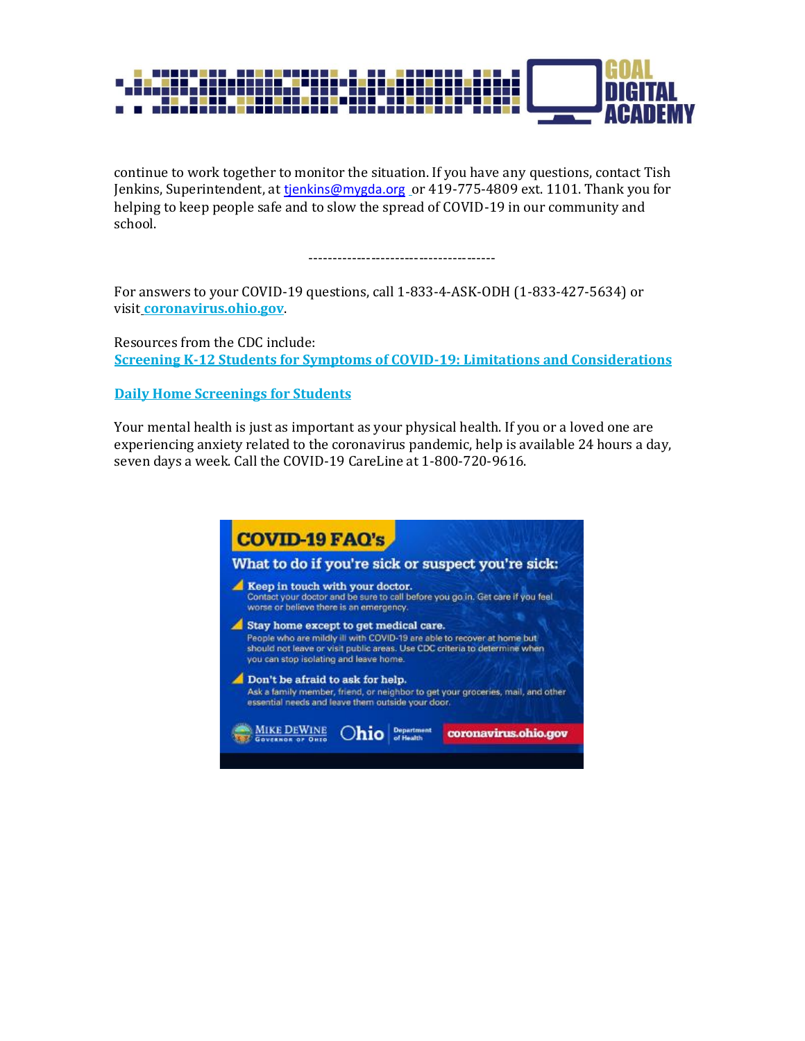continue to work together to monitor the situation. If you have any questions, contact Tish Jenkins, Superintendent, at tjenkins@mygda.org or 419-775-4809 ext. 1101. Thank you for helping to keep people safe and to slow the spread of COVID-19 in our community and school.

---------------------------------------

For answers to your COVID-19 questions, call 1-833-4-ASK-ODH (1-833-427-5634) or visit **coronavirus.ohio.gov**.

Resources from the CDC include:
**Screening K-12 Students for Symptoms of COVID-19: Limitations and Considerations**

**Daily Home Screenings for Students**

Your mental health is just as important as your physical health. If you or a loved one are experiencing anxiety related to the coronavirus pandemic, help is available 24 hours a day, seven days a week. Call the COVID-19 CareLine at 1-800-720-9616.

**COVID-19 FAQ's**

**What to do if you're sick or suspect you're sick:**

- **Keep in touch with your doctor.**
  Contact your doctor and be sure to call before you go in. Get care if you feel worse or believe there is an emergency.
- **Stay home except to get medical care.**
  People who are mildly ill with COVID-19 are able to recover at home but should not leave or visit public areas. Use CDC criteria to determine when you can stop isolating and leave home.
- **Don't be afraid to ask for help.**
  Ask a family member, friend, or neighbor to get your groceries, mail, and other essential needs and leave them outside your door.

Mike DeWine Governor of Ohio | Ohio Department of Health | coronavirus.ohio.gov